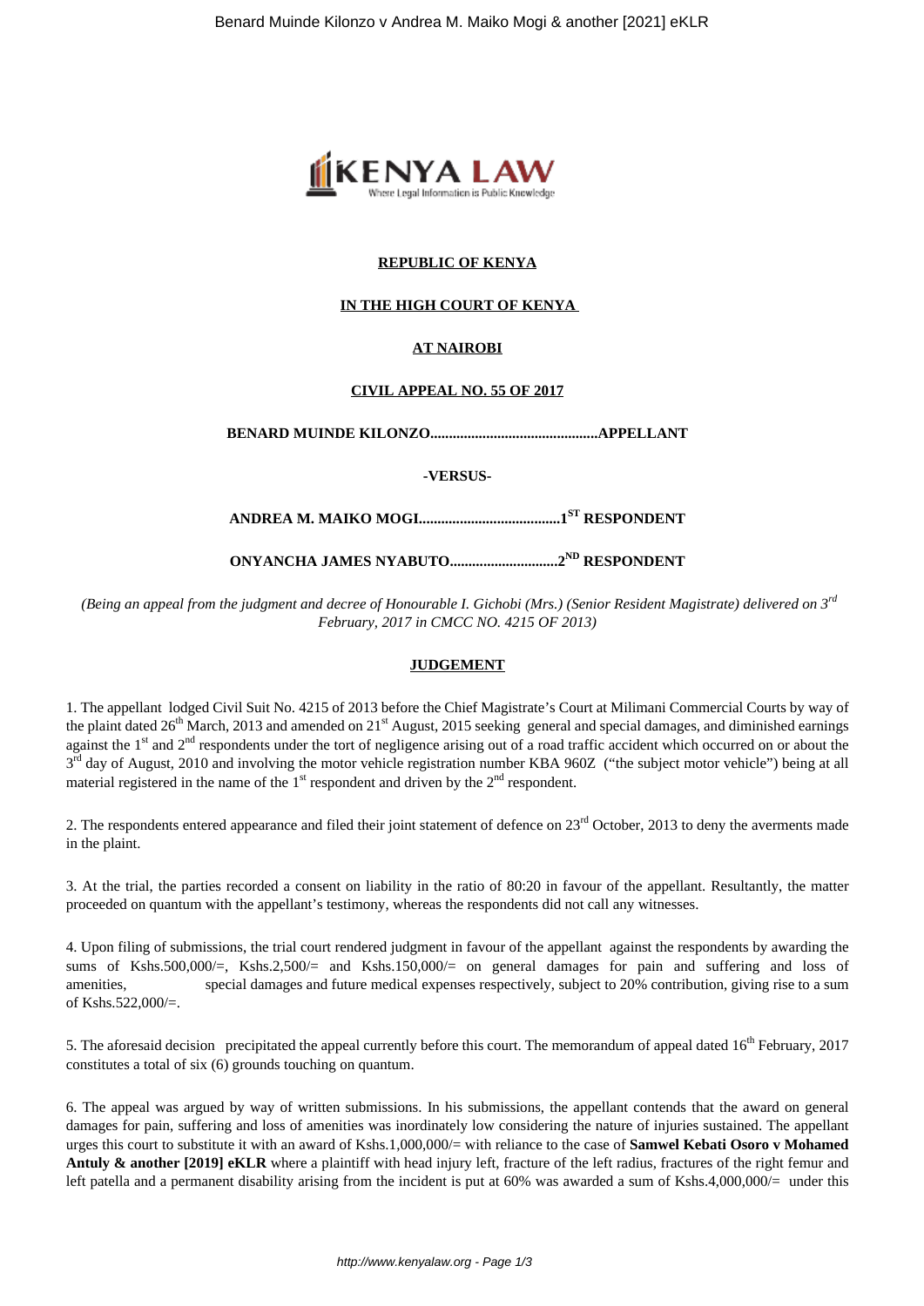**REPUBLIC OF KENYA**

**IN THE HIGH COURT OF KENYA**

**AT NAIROBI**

**CIVIL APPEAL NO. 55 OF 2017**

**BENARD MUINDE KILONZO.............................................APPELLANT**

**-VERSUS-**

**ANDREA M. MAIKO MOGI......................................1ST RESPONDENT**

**ONYANCHA JAMES NYABUTO.............................2ND RESPONDENT**

*(Being an appeal from the judgment and decree of Honourable I. Gichobi (Mrs.) (Senior Resident Magistrate) delivered on 3rd February, 2017 in CMCC NO. 4215 OF 2013)*

**JUDGEMENT**

1. The appellant lodged Civil Suit No. 4215 of 2013 before the Chief Magistrate's Court at Milimani Commercial Courts by way of the plaint dated 26th March, 2013 and amended on 21st August, 2015 seeking general and special damages, and diminished earnings against the 1st and 2nd respondents under the tort of negligence arising out of a road traffic accident which occurred on or about the 3rd day of August, 2010 and involving the motor vehicle registration number KBA 960Z ("the subject motor vehicle") being at all material registered in the name of the 1st respondent and driven by the 2nd respondent.

2. The respondents entered appearance and filed their joint statement of defence on 23rd October, 2013 to deny the averments made in the plaint.

3. At the trial, the parties recorded a consent on liability in the ratio of 80:20 in favour of the appellant. Resultantly, the matter proceeded on quantum with the appellant's testimony, whereas the respondents did not call any witnesses.

4. Upon filing of submissions, the trial court rendered judgment in favour of the appellant against the respondents by awarding the sums of Kshs.500,000/=, Kshs.2,500/= and Kshs.150,000/= on general damages for pain and suffering and loss of amenities, special damages and future medical expenses respectively, subject to 20% contribution, giving rise to a sum of Kshs.522,000/=.

5. The aforesaid decision precipitated the appeal currently before this court. The memorandum of appeal dated 16th February, 2017 constitutes a total of six (6) grounds touching on quantum.

6. The appeal was argued by way of written submissions. In his submissions, the appellant contends that the award on general damages for pain, suffering and loss of amenities was inordinately low considering the nature of injuries sustained. The appellant urges this court to substitute it with an award of Kshs.1,000,000/= with reliance to the case of **Samwel Kebati Osoro v Mohamed Antuly & another [2019] eKLR** where a plaintiff with head injury left, fracture of the left radius, fractures of the right femur and left patella and a permanent disability arising from the incident is put at 60% was awarded a sum of Kshs.4,000,000/= under this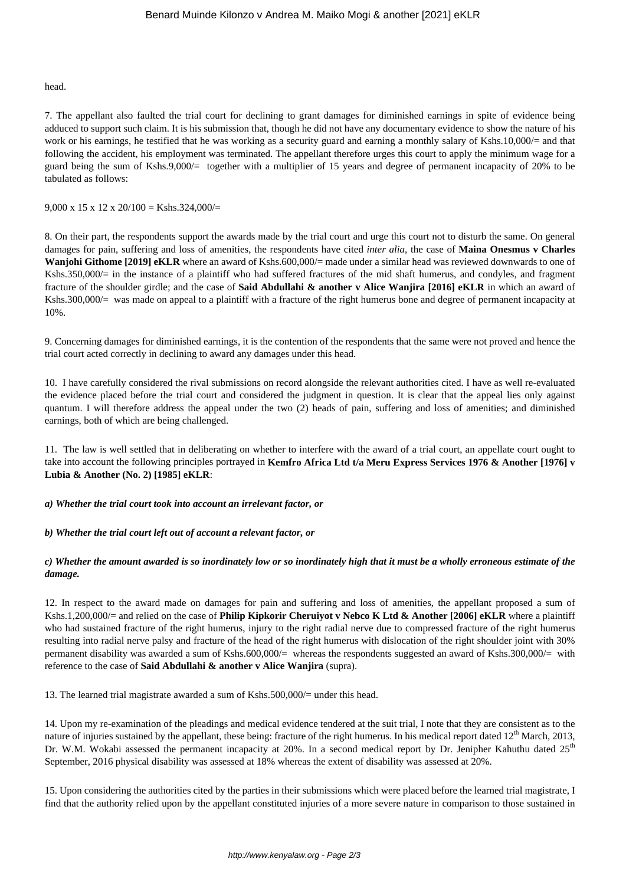head.

7. The appellant also faulted the trial court for declining to grant damages for diminished earnings in spite of evidence being adduced to support such claim. It is his submission that, though he did not have any documentary evidence to show the nature of his work or his earnings, he testified that he was working as a security guard and earning a monthly salary of Kshs.10,000/= and that following the accident, his employment was terminated. The appellant therefore urges this court to apply the minimum wage for a guard being the sum of Kshs.9,000/= together with a multiplier of 15 years and degree of permanent incapacity of 20% to be tabulated as follows:

9,000 x 15 x 12 x 20/100 = Kshs.324,000/=

8. On their part, the respondents support the awards made by the trial court and urge this court not to disturb the same. On general damages for pain, suffering and loss of amenities, the respondents have cited *inter alia*, the case of **Maina Onesmus v Charles Wanjohi Githome [2019] eKLR** where an award of Kshs.600,000/= made under a similar head was reviewed downwards to one of Kshs.350,000/= in the instance of a plaintiff who had suffered fractures of the mid shaft humerus, and condyles, and fragment fracture of the shoulder girdle; and the case of **Said Abdullahi & another v Alice Wanjira [2016] eKLR** in which an award of Kshs.300,000/= was made on appeal to a plaintiff with a fracture of the right humerus bone and degree of permanent incapacity at 10%.

9. Concerning damages for diminished earnings, it is the contention of the respondents that the same were not proved and hence the trial court acted correctly in declining to award any damages under this head.

10. I have carefully considered the rival submissions on record alongside the relevant authorities cited. I have as well re-evaluated the evidence placed before the trial court and considered the judgment in question. It is clear that the appeal lies only against quantum. I will therefore address the appeal under the two (2) heads of pain, suffering and loss of amenities; and diminished earnings, both of which are being challenged.

11. The law is well settled that in deliberating on whether to interfere with the award of a trial court, an appellate court ought to take into account the following principles portrayed in **Kemfro Africa Ltd t/a Meru Express Services 1976 & Another [1976] v Lubia & Another (No. 2) [1985] eKLR**:

***a) Whether the trial court took into account an irrelevant factor, or***

***b) Whether the trial court left out of account a relevant factor, or***

***c) Whether the amount awarded is so inordinately low or so inordinately high that it must be a wholly erroneous estimate of the damage.***

12. In respect to the award made on damages for pain and suffering and loss of amenities, the appellant proposed a sum of Kshs.1,200,000/= and relied on the case of **Philip Kipkorir Cheruiyot v Nebco K Ltd & Another [2006] eKLR** where a plaintiff who had sustained fracture of the right humerus, injury to the right radial nerve due to compressed fracture of the right humerus resulting into radial nerve palsy and fracture of the head of the right humerus with dislocation of the right shoulder joint with 30% permanent disability was awarded a sum of Kshs.600,000/= whereas the respondents suggested an award of Kshs.300,000/= with reference to the case of **Said Abdullahi & another v Alice Wanjira** (supra).

13. The learned trial magistrate awarded a sum of Kshs.500,000/= under this head.

14. Upon my re-examination of the pleadings and medical evidence tendered at the suit trial, I note that they are consistent as to the nature of injuries sustained by the appellant, these being: fracture of the right humerus. In his medical report dated 12th March, 2013, Dr. W.M. Wokabi assessed the permanent incapacity at 20%. In a second medical report by Dr. Jenipher Kahuthu dated 25th September, 2016 physical disability was assessed at 18% whereas the extent of disability was assessed at 20%.

15. Upon considering the authorities cited by the parties in their submissions which were placed before the learned trial magistrate, I find that the authority relied upon by the appellant constituted injuries of a more severe nature in comparison to those sustained in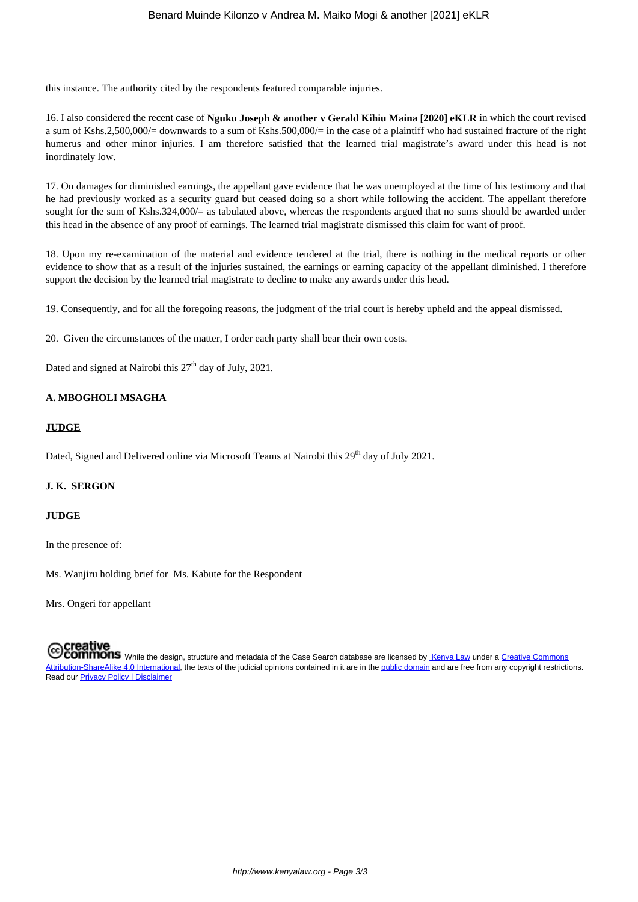this instance. The authority cited by the respondents featured comparable injuries.

16. I also considered the recent case of **Nguku Joseph & another v Gerald Kihiu Maina [2020] eKLR** in which the court revised a sum of Kshs.2,500,000/= downwards to a sum of Kshs.500,000/= in the case of a plaintiff who had sustained fracture of the right humerus and other minor injuries. I am therefore satisfied that the learned trial magistrate's award under this head is not inordinately low.

17. On damages for diminished earnings, the appellant gave evidence that he was unemployed at the time of his testimony and that he had previously worked as a security guard but ceased doing so a short while following the accident. The appellant therefore sought for the sum of Kshs.324,000/= as tabulated above, whereas the respondents argued that no sums should be awarded under this head in the absence of any proof of earnings. The learned trial magistrate dismissed this claim for want of proof.

18. Upon my re-examination of the material and evidence tendered at the trial, there is nothing in the medical reports or other evidence to show that as a result of the injuries sustained, the earnings or earning capacity of the appellant diminished. I therefore support the decision by the learned trial magistrate to decline to make any awards under this head.

19. Consequently, and for all the foregoing reasons, the judgment of the trial court is hereby upheld and the appeal dismissed.

20. Given the circumstances of the matter, I order each party shall bear their own costs.

Dated and signed at Nairobi this 27th day of July, 2021.

**A. MBOGHOLI MSAGHA**

**JUDGE**

Dated, Signed and Delivered online via Microsoft Teams at Nairobi this 29th day of July 2021.

**J. K. SERGON**

**JUDGE**

In the presence of:

Ms. Wanjiru holding brief for Ms. Kabute for the Respondent

Mrs. Ongeri for appellant

While the design, structure and metadata of the Case Search database are licensed by Kenya Law under a Creative Commons Attribution-ShareAlike 4.0 International, the texts of the judicial opinions contained in it are in the public domain and are free from any copyright restrictions. Read our Privacy Policy | Disclaimer